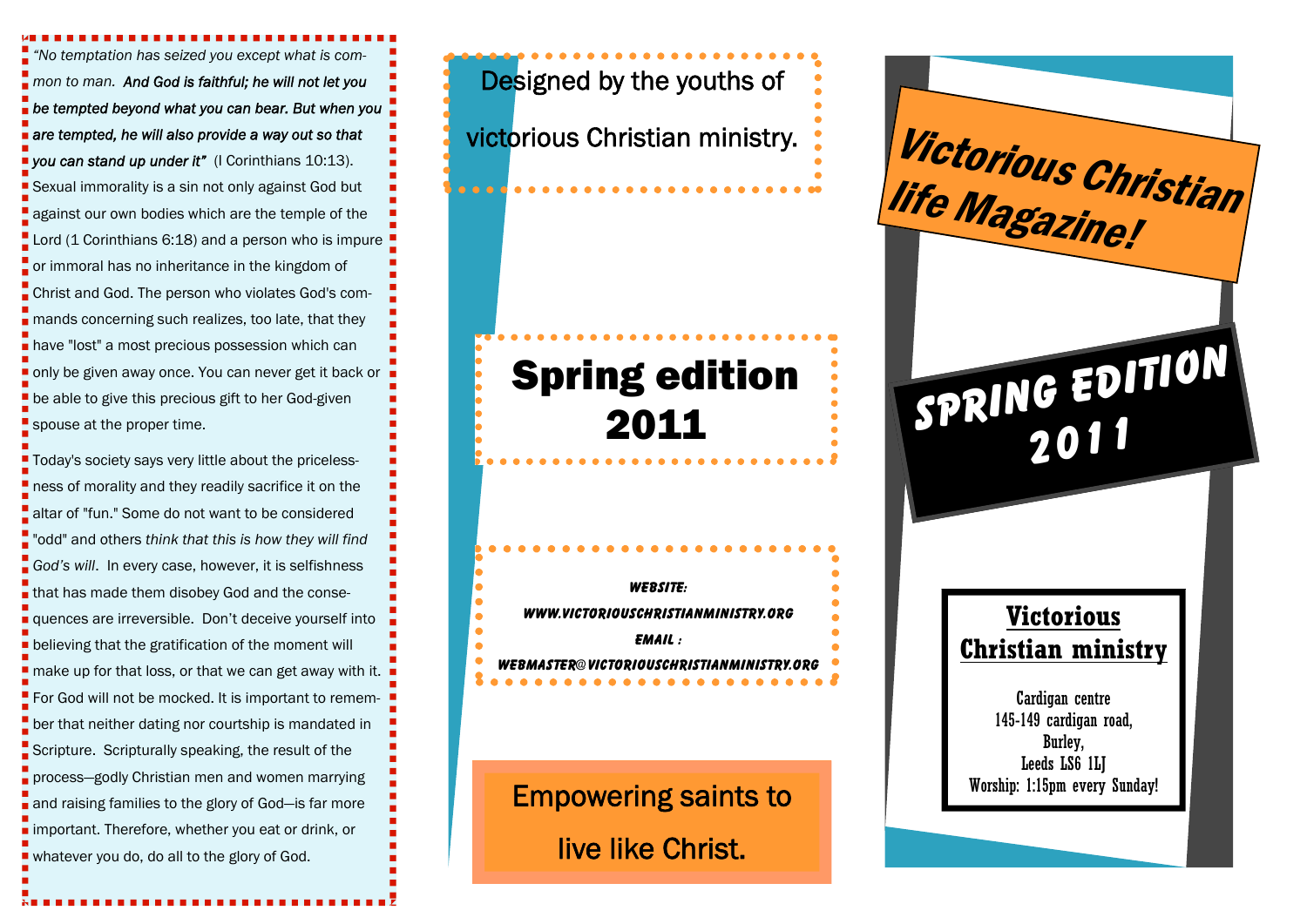*"No temptation has seized you except what is common to man.* ***And God is faithful; he will not let you be tempted beyond what you can bear. But when you are tempted, he will also provide a way out so that you can stand up under it"*** (I Corinthians 10:13). Sexual immorality is a sin not only against God but against our own bodies which are the temple of the Lord (1 Corinthians 6:18) and a person who is impure or immoral has no inheritance in the kingdom of Christ and God. The person who violates God's commands concerning such realizes, too late, that they have "lost" a most precious possession which can only be given away once. You can never get it back or be able to give this precious gift to her God-given spouse at the proper time.

Today's society says very little about the pricelessness of morality and they readily sacrifice it on the altar of "fun." Some do not want to be considered "odd" and others *think that this is how they will find God's will*. In every case, however, it is selfishness that has made them disobey God and the consequences are irreversible. Don't deceive yourself into believing that the gratification of the moment will make up for that loss, or that we can get away with it. For God will not be mocked. It is important to remember that neither dating nor courtship is mandated in Scripture. Scripturally speaking, the result of the process—godly Christian men and women marrying and raising families to the glory of God—is far more important. Therefore, whether you eat or drink, or whatever you do, do all to the glory of God.

Designed by the youths of victorious Christian ministry.

# Spring edition 2011

**WEBSITE:**
**WWW.VICTORIOUSCHRISTIANMINISTRY.ORG**
**EMAIL :**
**WEBMASTER@VICTORIOUSCHRISTIANMINISTRY.ORG**

Empowering saints to live like Christ.

# Victorious Christian life Magazine!

## SPRING EDITION 2011

## Victorious Christian ministry

Cardigan centre
145-149 cardigan road,
Burley,
Leeds LS6 1LJ
Worship: 1:15pm every Sunday!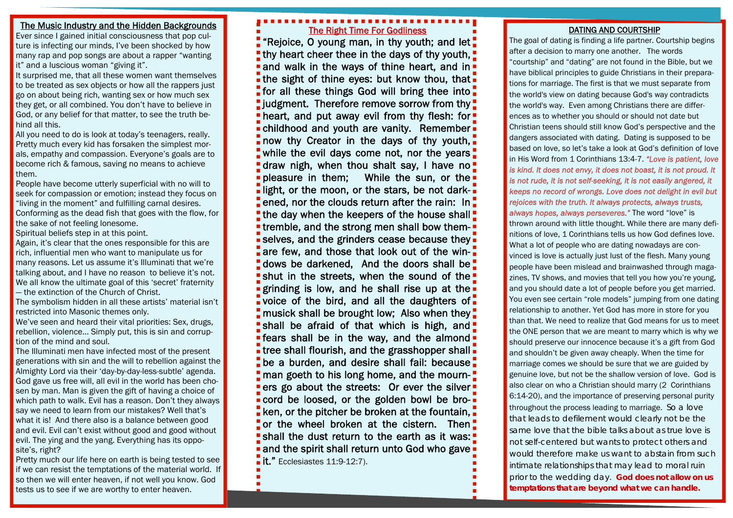## The Music Industry and the Hidden Backgrounds

Ever since I gained initial consciousness that pop culture is infecting our minds, I've been shocked by how many rap and pop songs are about a rapper "wanting it" and a luscious woman "giving it".

It surprised me, that all these women want themselves to be treated as sex objects or how all the rappers just go on about being rich, wanting sex or how much sex they get, or all combined. You don't have to believe in God, or any belief for that matter, to see the truth behind all this.

All you need to do is look at today's teenagers, really. Pretty much every kid has forsaken the simplest morals, empathy and compassion. Everyone's goals are to become rich & famous, saving no means to achieve them.

People have become utterly superficial with no will to seek for compassion or emotion; instead they focus on "living in the moment" and fulfilling carnal desires. Conforming as the dead fish that goes with the flow, for the sake of not feeling lonesome.

Spiritual beliefs step in at this point.

Again, it's clear that the ones responsible for this are rich, influential men who want to manipulate us for many reasons. Let us assume it's Illuminati that we're talking about, and I have no reason to believe it's not. We all know the ultimate goal of this 'secret' fraternity — the extinction of the Church of Christ.

The symbolism hidden in all these artists' material isn't restricted into Masonic themes only.

We've seen and heard their vital priorities: Sex, drugs, rebellion, violence... Simply put, this is sin and corruption of the mind and soul.

The Illuminati men have infected most of the present generations with sin and the will to rebellion against the Almighty Lord via their 'day-by-day-less-subtle' agenda. God gave us free will, all evil in the world has been chosen by man. Man is given the gift of having a choice of which path to walk. Evil has a reason. Don't they always say we need to learn from our mistakes? Well that's what it is! And there also is a balance between good and evil. Evil can't exist without good and good without evil. The ying and the yang. Everything has its opposite's, right?

Pretty much our life here on earth is being tested to see if we can resist the temptations of the material world. If so then we will enter heaven, if not well you know. God tests us to see if we are worthy to enter heaven.

## The Right Time For Godliness

"Rejoice, O young man, in thy youth; and let thy heart cheer thee in the days of thy youth, and walk in the ways of thine heart, and in the sight of thine eyes: but know thou, that for all these things God will bring thee into judgment. Therefore remove sorrow from thy heart, and put away evil from thy flesh: for childhood and youth are vanity. Remember now thy Creator in the days of thy youth, while the evil days come not, nor the years draw nigh, when thou shalt say, I have no pleasure in them; While the sun, or the light, or the moon, or the stars, be not darkened, nor the clouds return after the rain: In the day when the keepers of the house shall tremble, and the strong men shall bow themselves, and the grinders cease because they are few, and those that look out of the windows be darkened, And the doors shall be shut in the streets, when the sound of the grinding is low, and he shall rise up at the voice of the bird, and all the daughters of musick shall be brought low; Also when they shall be afraid of that which is high, and fears shall be in the way, and the almond tree shall flourish, and the grasshopper shall be a burden, and desire shall fail: because man goeth to his long home, and the mourners go about the streets: Or ever the silver cord be loosed, or the golden bowl be broken, or the pitcher be broken at the fountain, or the wheel broken at the cistern. Then shall the dust return to the earth as it was: and the spirit shall return unto God who gave it." Ecclesiastes 11:9-12:7).

## DATING AND COURTSHIP

The goal of dating is finding a life partner. Courtship begins after a decision to marry one another. The words "courtship" and "dating" are not found in the Bible, but we have biblical principles to guide Christians in their preparations for marriage. The first is that we must separate from the world's view on dating because God's way contradicts the world's way. Even among Christians there are differences as to whether you should or should not date but Christian teens should still know God's perspective and the dangers associated with dating. Dating is supposed to be based on love, so let's take a look at God's definition of love in His Word from 1 Corinthians 13:4-7. *"Love is patient, love is kind. It does not envy, it does not boast, it is not proud. It is not rude, it is not self-seeking, it is not easily angered, it keeps no record of wrongs. Love does not delight in evil but rejoices with the truth. It always protects, always trusts, always hopes, always perseveres."* The word "love" is thrown around with little thought. While there are many definitions of love, 1 Corinthians tells us how God defines love. What a lot of people who are dating nowadays are convinced is love is actually just lust of the flesh. Many young people have been mislead and brainwashed through magazines, TV shows, and movies that tell you how you're young, and you should date a lot of people before you get married. You even see certain "role models" jumping from one dating relationship to another. Yet God has more in store for you than that. We need to realize that God means for us to meet the ONE person that we are meant to marry which is why we should preserve our innocence because it's a gift from God and shouldn't be given away cheaply. When the time for marriage comes we should be sure that we are guided by genuine love, but not be the shallow version of love. God is also clear on who a Christian should marry (2 Corinthians 6:14-20), and the importance of preserving personal purity throughout the process leading to marriage. So a love that leads to defilement would clearly not be the same love that the bible talks about as true love is not self-centered but wants to protect others and would therefore make us want to abstain from such intimate relationships that may lead to moral ruin prior to the wedding day. **God does not allow on us temptations that are beyond what we can handle.**